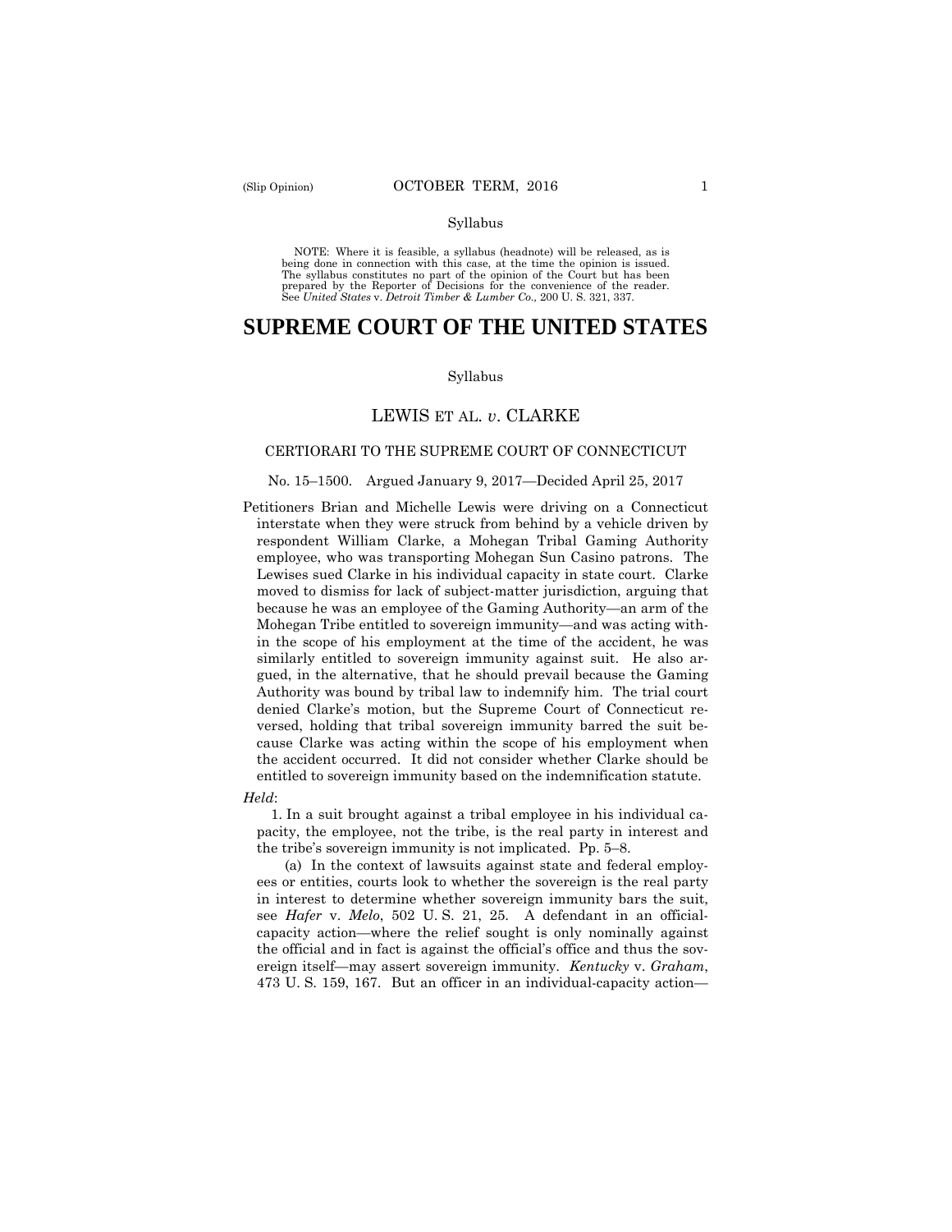Syllabus

NOTE: Where it is feasible, a syllabus (headnote) will be released, as is being done in connection with this case, at the time the opinion is issued. The syllabus constitutes no part of the opinion of the Court but has been prepared by the Reporter of Decisions for the convenience of the reader. See *United States* v. *Detroit Timber & Lumber Co.,* 200 U. S. 321, 337.

# SUPREME COURT OF THE UNITED STATES

Syllabus

## LEWIS ET AL. *v.* CLARKE

CERTIORARI TO THE SUPREME COURT OF CONNECTICUT

No. 15–1500. Argued January 9, 2017—Decided April 25, 2017

Petitioners Brian and Michelle Lewis were driving on a Connecticut interstate when they were struck from behind by a vehicle driven by respondent William Clarke, a Mohegan Tribal Gaming Authority employee, who was transporting Mohegan Sun Casino patrons. The Lewises sued Clarke in his individual capacity in state court. Clarke moved to dismiss for lack of subject-matter jurisdiction, arguing that because he was an employee of the Gaming Authority—an arm of the Mohegan Tribe entitled to sovereign immunity—and was acting within the scope of his employment at the time of the accident, he was similarly entitled to sovereign immunity against suit. He also argued, in the alternative, that he should prevail because the Gaming Authority was bound by tribal law to indemnify him. The trial court denied Clarke's motion, but the Supreme Court of Connecticut reversed, holding that tribal sovereign immunity barred the suit because Clarke was acting within the scope of his employment when the accident occurred. It did not consider whether Clarke should be entitled to sovereign immunity based on the indemnification statute.

*Held*:

1. In a suit brought against a tribal employee in his individual capacity, the employee, not the tribe, is the real party in interest and the tribe's sovereign immunity is not implicated. Pp. 5–8.

(a) In the context of lawsuits against state and federal employees or entities, courts look to whether the sovereign is the real party in interest to determine whether sovereign immunity bars the suit, see *Hafer* v. *Melo*, 502 U. S. 21, 25. A defendant in an official-capacity action—where the relief sought is only nominally against the official and in fact is against the official's office and thus the sovereign itself—may assert sovereign immunity. *Kentucky* v. *Graham*, 473 U. S. 159, 167. But an officer in an individual-capacity action—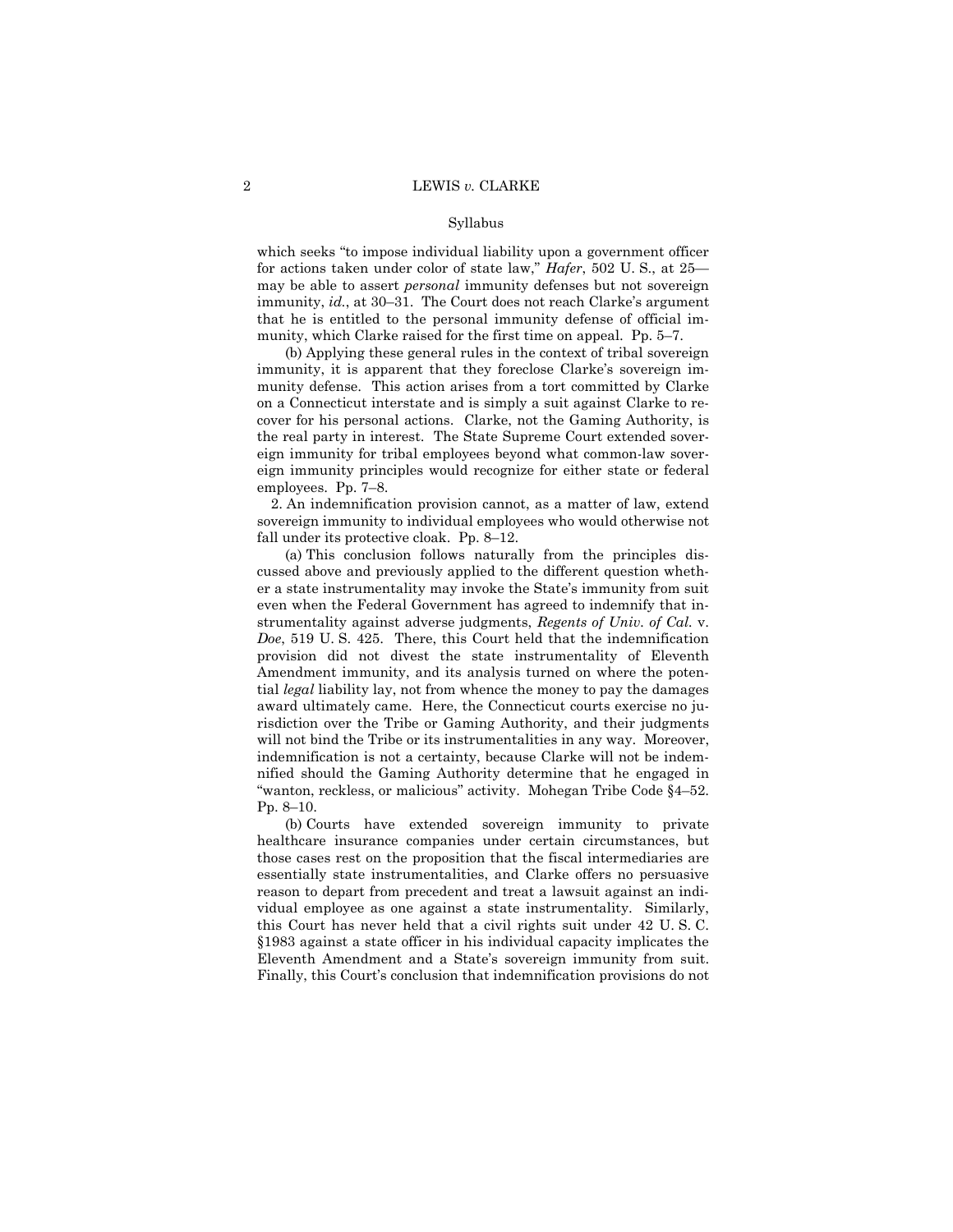Syllabus

which seeks "to impose individual liability upon a government officer for actions taken under color of state law," *Hafer*, 502 U. S., at 25—may be able to assert *personal* immunity defenses but not sovereign immunity, *id.*, at 30–31. The Court does not reach Clarke's argument that he is entitled to the personal immunity defense of official immunity, which Clarke raised for the first time on appeal. Pp. 5–7.

(b) Applying these general rules in the context of tribal sovereign immunity, it is apparent that they foreclose Clarke's sovereign immunity defense. This action arises from a tort committed by Clarke on a Connecticut interstate and is simply a suit against Clarke to recover for his personal actions. Clarke, not the Gaming Authority, is the real party in interest. The State Supreme Court extended sovereign immunity for tribal employees beyond what common-law sovereign immunity principles would recognize for either state or federal employees. Pp. 7–8.

2. An indemnification provision cannot, as a matter of law, extend sovereign immunity to individual employees who would otherwise not fall under its protective cloak. Pp. 8–12.

(a) This conclusion follows naturally from the principles discussed above and previously applied to the different question whether a state instrumentality may invoke the State's immunity from suit even when the Federal Government has agreed to indemnify that instrumentality against adverse judgments, *Regents of Univ. of Cal.* v. *Doe*, 519 U. S. 425. There, this Court held that the indemnification provision did not divest the state instrumentality of Eleventh Amendment immunity, and its analysis turned on where the potential *legal* liability lay, not from whence the money to pay the damages award ultimately came. Here, the Connecticut courts exercise no jurisdiction over the Tribe or Gaming Authority, and their judgments will not bind the Tribe or its instrumentalities in any way. Moreover, indemnification is not a certainty, because Clarke will not be indemnified should the Gaming Authority determine that he engaged in "wanton, reckless, or malicious" activity. Mohegan Tribe Code §4–52. Pp. 8–10.

(b) Courts have extended sovereign immunity to private healthcare insurance companies under certain circumstances, but those cases rest on the proposition that the fiscal intermediaries are essentially state instrumentalities, and Clarke offers no persuasive reason to depart from precedent and treat a lawsuit against an individual employee as one against a state instrumentality. Similarly, this Court has never held that a civil rights suit under 42 U. S. C. §1983 against a state officer in his individual capacity implicates the Eleventh Amendment and a State's sovereign immunity from suit. Finally, this Court's conclusion that indemnification provisions do not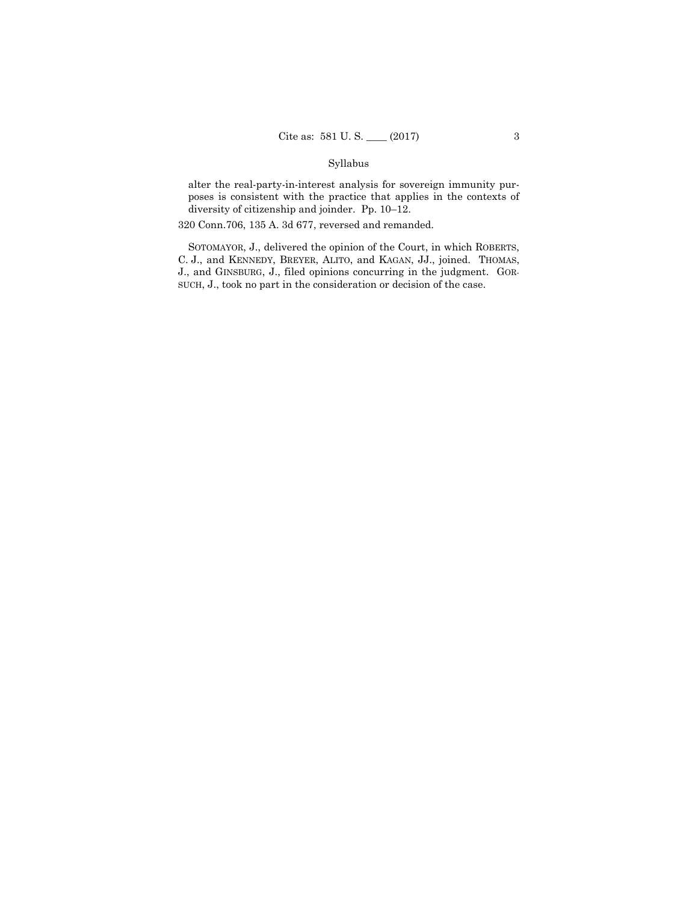alter the real-party-in-interest analysis for sovereign immunity purposes is consistent with the practice that applies in the contexts of diversity of citizenship and joinder. Pp. 10–12.

320 Conn.706, 135 A. 3d 677, reversed and remanded.

SOTOMAYOR, J., delivered the opinion of the Court, in which ROBERTS, C. J., and KENNEDY, BREYER, ALITO, and KAGAN, JJ., joined. THOMAS, J., and GINSBURG, J., filed opinions concurring in the judgment. GORSUCH, J., took no part in the consideration or decision of the case.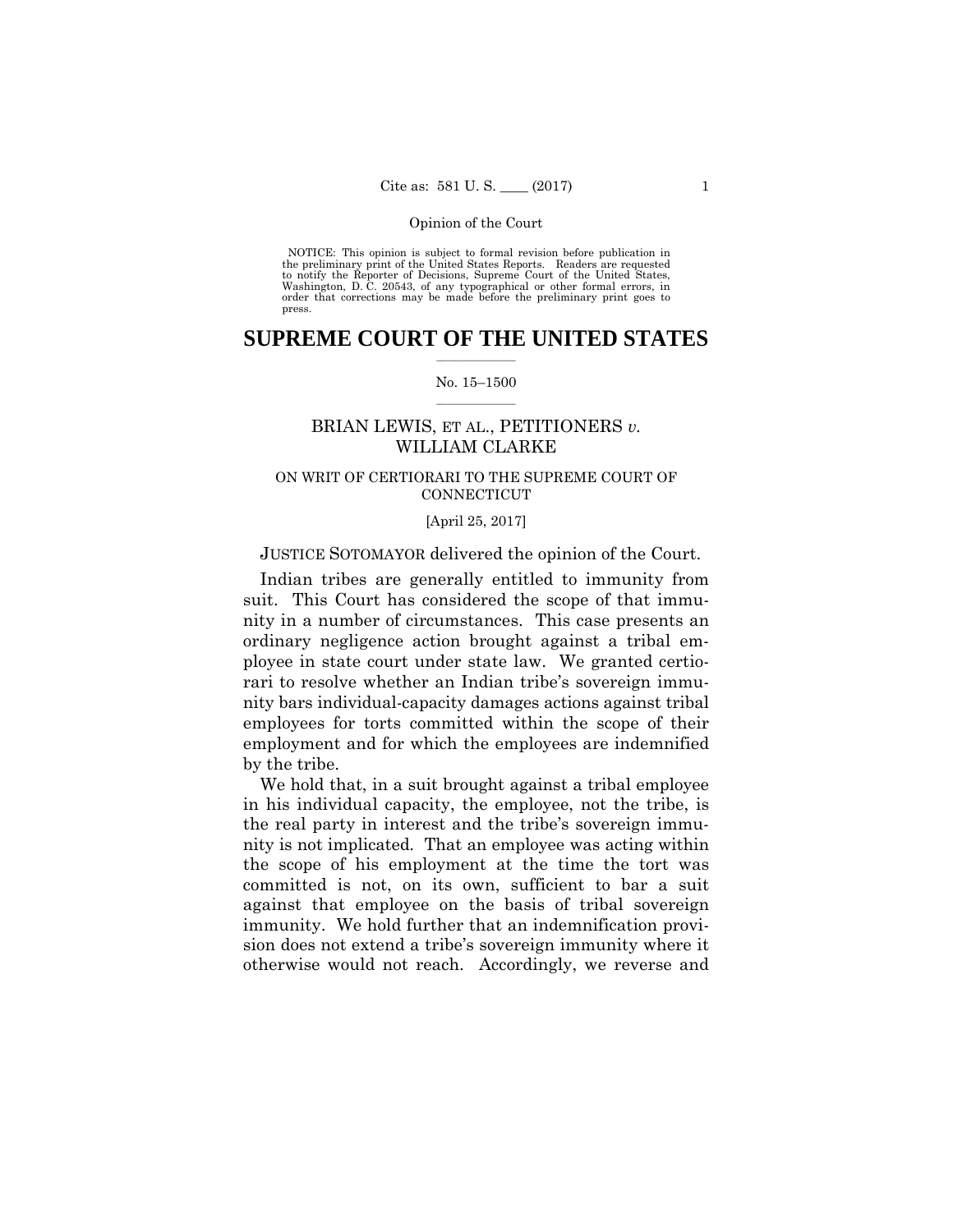NOTICE: This opinion is subject to formal revision before publication in the preliminary print of the United States Reports. Readers are requested to notify the Reporter of Decisions, Supreme Court of the United States, Washington, D. C. 20543, of any typographical or other formal errors, in order that corrections may be made before the preliminary print goes to press.

# SUPREME COURT OF THE UNITED STATES

No. 15–1500

## BRIAN LEWIS, ET AL., PETITIONERS *v.* WILLIAM CLARKE

### ON WRIT OF CERTIORARI TO THE SUPREME COURT OF CONNECTICUT

[April 25, 2017]

JUSTICE SOTOMAYOR delivered the opinion of the Court.

Indian tribes are generally entitled to immunity from suit. This Court has considered the scope of that immunity in a number of circumstances. This case presents an ordinary negligence action brought against a tribal employee in state court under state law. We granted certiorari to resolve whether an Indian tribe's sovereign immunity bars individual-capacity damages actions against tribal employees for torts committed within the scope of their employment and for which the employees are indemnified by the tribe.

We hold that, in a suit brought against a tribal employee in his individual capacity, the employee, not the tribe, is the real party in interest and the tribe's sovereign immunity is not implicated. That an employee was acting within the scope of his employment at the time the tort was committed is not, on its own, sufficient to bar a suit against that employee on the basis of tribal sovereign immunity. We hold further that an indemnification provision does not extend a tribe's sovereign immunity where it otherwise would not reach. Accordingly, we reverse and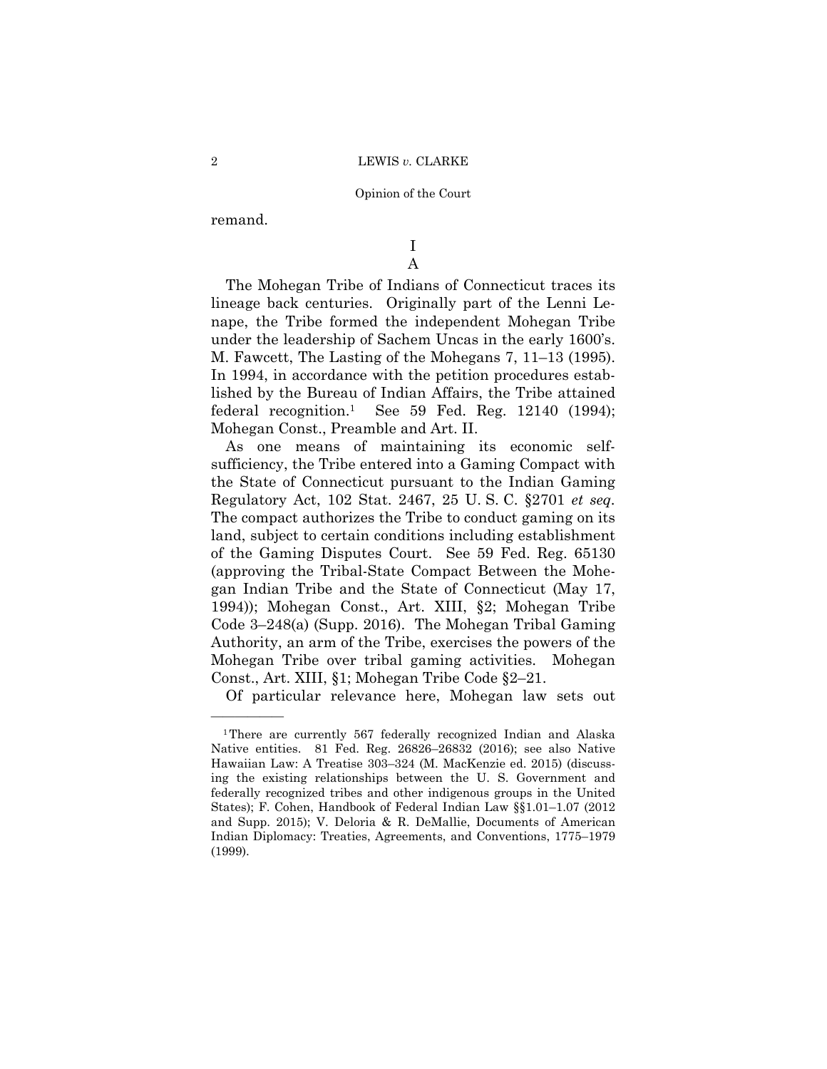remand.

# I

## A

The Mohegan Tribe of Indians of Connecticut traces its lineage back centuries. Originally part of the Lenni Lenape, the Tribe formed the independent Mohegan Tribe under the leadership of Sachem Uncas in the early 1600's. M. Fawcett, The Lasting of the Mohegans 7, 11–13 (1995). In 1994, in accordance with the petition procedures established by the Bureau of Indian Affairs, the Tribe attained federal recognition.[1] See 59 Fed. Reg. 12140 (1994); Mohegan Const., Preamble and Art. II.

As one means of maintaining its economic self-sufficiency, the Tribe entered into a Gaming Compact with the State of Connecticut pursuant to the Indian Gaming Regulatory Act, 102 Stat. 2467, 25 U. S. C. §2701 *et seq.* The compact authorizes the Tribe to conduct gaming on its land, subject to certain conditions including establishment of the Gaming Disputes Court. See 59 Fed. Reg. 65130 (approving the Tribal-State Compact Between the Mohegan Indian Tribe and the State of Connecticut (May 17, 1994)); Mohegan Const., Art. XIII, §2; Mohegan Tribe Code 3–248(a) (Supp. 2016). The Mohegan Tribal Gaming Authority, an arm of the Tribe, exercises the powers of the Mohegan Tribe over tribal gaming activities. Mohegan Const., Art. XIII, §1; Mohegan Tribe Code §2–21.

Of particular relevance here, Mohegan law sets out

---

[1] There are currently 567 federally recognized Indian and Alaska Native entities. 81 Fed. Reg. 26826–26832 (2016); see also Native Hawaiian Law: A Treatise 303–324 (M. MacKenzie ed. 2015) (discussing the existing relationships between the U. S. Government and federally recognized tribes and other indigenous groups in the United States); F. Cohen, Handbook of Federal Indian Law §§1.01–1.07 (2012 and Supp. 2015); V. Deloria & R. DeMallie, Documents of American Indian Diplomacy: Treaties, Agreements, and Conventions, 1775–1979 (1999).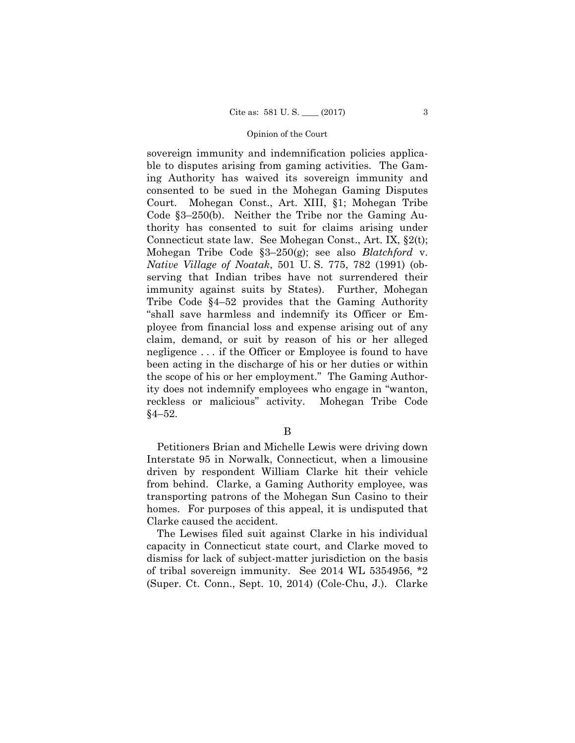sovereign immunity and indemnification policies applicable to disputes arising from gaming activities. The Gaming Authority has waived its sovereign immunity and consented to be sued in the Mohegan Gaming Disputes Court. Mohegan Const., Art. XIII, §1; Mohegan Tribe Code §3–250(b). Neither the Tribe nor the Gaming Authority has consented to suit for claims arising under Connecticut state law. See Mohegan Const., Art. IX, §2(t); Mohegan Tribe Code §3–250(g); see also *Blatchford* v. *Native Village of Noatak*, 501 U. S. 775, 782 (1991) (observing that Indian tribes have not surrendered their immunity against suits by States). Further, Mohegan Tribe Code §4–52 provides that the Gaming Authority "shall save harmless and indemnify its Officer or Employee from financial loss and expense arising out of any claim, demand, or suit by reason of his or her alleged negligence . . . if the Officer or Employee is found to have been acting in the discharge of his or her duties or within the scope of his or her employment." The Gaming Authority does not indemnify employees who engage in "wanton, reckless or malicious" activity. Mohegan Tribe Code §4–52.

B

Petitioners Brian and Michelle Lewis were driving down Interstate 95 in Norwalk, Connecticut, when a limousine driven by respondent William Clarke hit their vehicle from behind. Clarke, a Gaming Authority employee, was transporting patrons of the Mohegan Sun Casino to their homes. For purposes of this appeal, it is undisputed that Clarke caused the accident.

The Lewises filed suit against Clarke in his individual capacity in Connecticut state court, and Clarke moved to dismiss for lack of subject-matter jurisdiction on the basis of tribal sovereign immunity. See 2014 WL 5354956, *2 (Super. Ct. Conn., Sept. 10, 2014) (Cole-Chu, J.). Clarke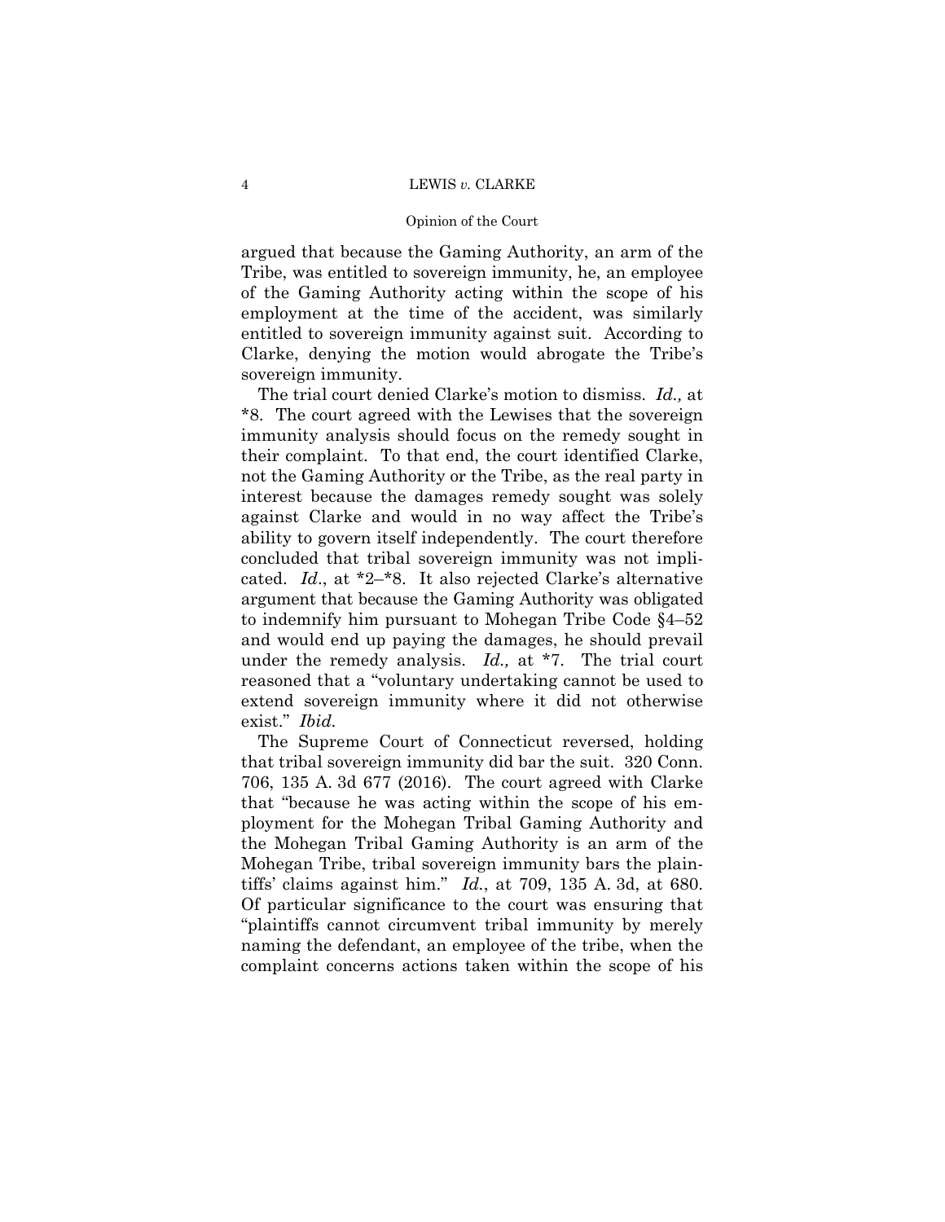argued that because the Gaming Authority, an arm of the Tribe, was entitled to sovereign immunity, he, an employee of the Gaming Authority acting within the scope of his employment at the time of the accident, was similarly entitled to sovereign immunity against suit. According to Clarke, denying the motion would abrogate the Tribe's sovereign immunity.

The trial court denied Clarke's motion to dismiss. *Id.,* at *8. The court agreed with the Lewises that the sovereign immunity analysis should focus on the remedy sought in their complaint. To that end, the court identified Clarke, not the Gaming Authority or the Tribe, as the real party in interest because the damages remedy sought was solely against Clarke and would in no way affect the Tribe's ability to govern itself independently. The court therefore concluded that tribal sovereign immunity was not implicated. *Id*., at *2–*8. It also rejected Clarke's alternative argument that because the Gaming Authority was obligated to indemnify him pursuant to Mohegan Tribe Code §4–52 and would end up paying the damages, he should prevail under the remedy analysis. *Id.,* at *7. The trial court reasoned that a "voluntary undertaking cannot be used to extend sovereign immunity where it did not otherwise exist." *Ibid.*

The Supreme Court of Connecticut reversed, holding that tribal sovereign immunity did bar the suit. 320 Conn. 706, 135 A. 3d 677 (2016). The court agreed with Clarke that "because he was acting within the scope of his employment for the Mohegan Tribal Gaming Authority and the Mohegan Tribal Gaming Authority is an arm of the Mohegan Tribe, tribal sovereign immunity bars the plaintiffs' claims against him." *Id.*, at 709, 135 A. 3d, at 680. Of particular significance to the court was ensuring that "plaintiffs cannot circumvent tribal immunity by merely naming the defendant, an employee of the tribe, when the complaint concerns actions taken within the scope of his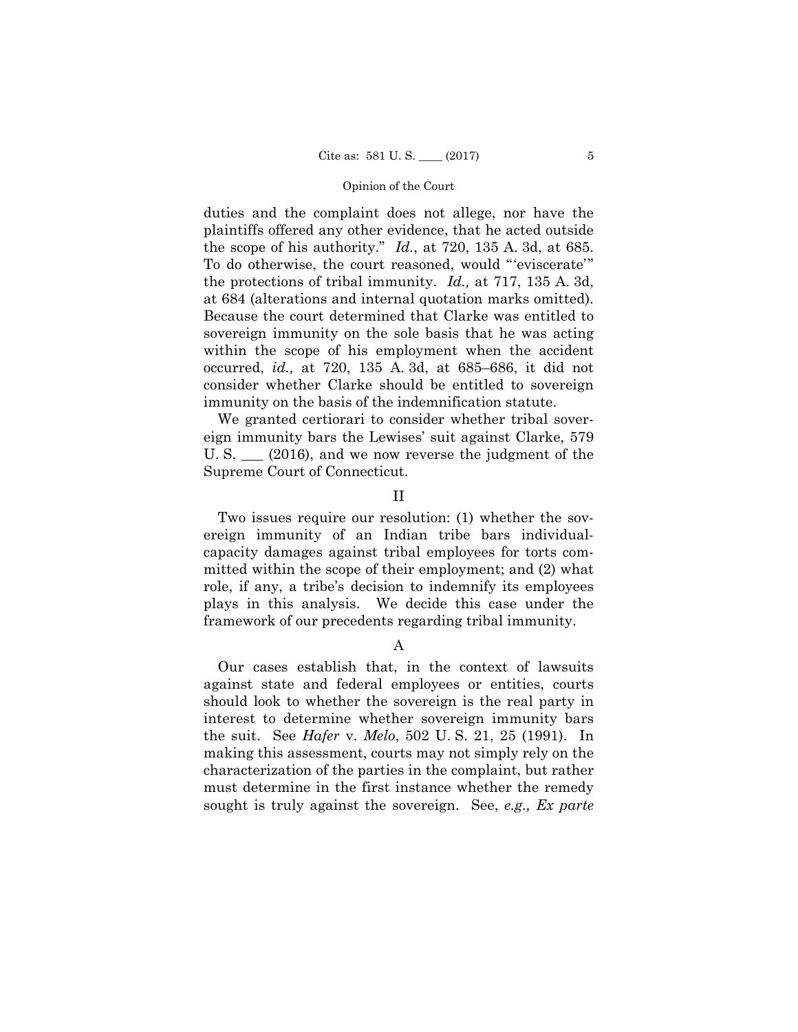duties and the complaint does not allege, nor have the plaintiffs offered any other evidence, that he acted outside the scope of his authority." *Id.*, at 720, 135 A. 3d, at 685. To do otherwise, the court reasoned, would "'eviscerate'" the protections of tribal immunity. *Id.,* at 717, 135 A. 3d, at 684 (alterations and internal quotation marks omitted). Because the court determined that Clarke was entitled to sovereign immunity on the sole basis that he was acting within the scope of his employment when the accident occurred, *id.,* at 720, 135 A. 3d, at 685–686, it did not consider whether Clarke should be entitled to sovereign immunity on the basis of the indemnification statute.

We granted certiorari to consider whether tribal sovereign immunity bars the Lewises' suit against Clarke, 579 U. S. ___ (2016), and we now reverse the judgment of the Supreme Court of Connecticut.

## II

Two issues require our resolution: (1) whether the sovereign immunity of an Indian tribe bars individual-capacity damages against tribal employees for torts committed within the scope of their employment; and (2) what role, if any, a tribe's decision to indemnify its employees plays in this analysis. We decide this case under the framework of our precedents regarding tribal immunity.

### A

Our cases establish that, in the context of lawsuits against state and federal employees or entities, courts should look to whether the sovereign is the real party in interest to determine whether sovereign immunity bars the suit. See *Hafer* v. *Melo*, 502 U. S. 21, 25 (1991). In making this assessment, courts may not simply rely on the characterization of the parties in the complaint, but rather must determine in the first instance whether the remedy sought is truly against the sovereign. See, *e.g., Ex parte*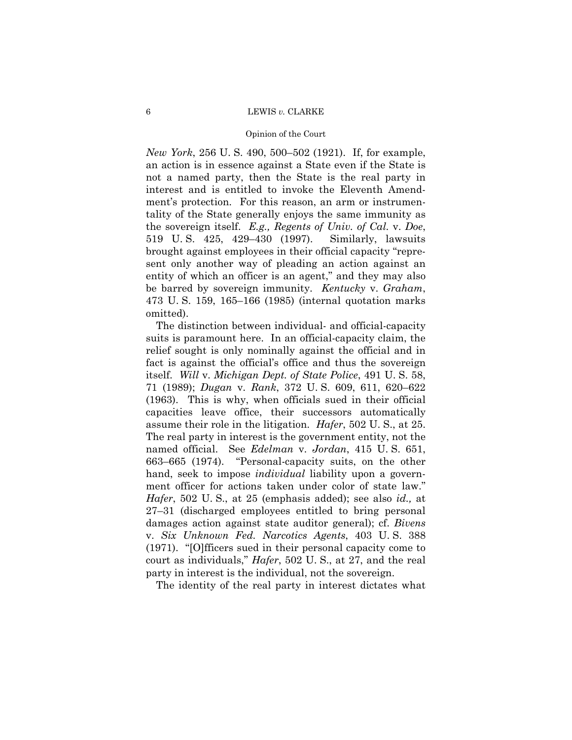*New York*, 256 U. S. 490, 500–502 (1921). If, for example, an action is in essence against a State even if the State is not a named party, then the State is the real party in interest and is entitled to invoke the Eleventh Amendment's protection. For this reason, an arm or instrumentality of the State generally enjoys the same immunity as the sovereign itself. *E.g., Regents of Univ. of Cal.* v. *Doe*, 519 U. S. 425, 429–430 (1997). Similarly, lawsuits brought against employees in their official capacity "represent only another way of pleading an action against an entity of which an officer is an agent," and they may also be barred by sovereign immunity. *Kentucky* v. *Graham*, 473 U. S. 159, 165–166 (1985) (internal quotation marks omitted).

The distinction between individual- and official-capacity suits is paramount here. In an official-capacity claim, the relief sought is only nominally against the official and in fact is against the official's office and thus the sovereign itself. *Will* v. *Michigan Dept. of State Police*, 491 U. S. 58, 71 (1989); *Dugan* v. *Rank*, 372 U. S. 609, 611, 620–622 (1963). This is why, when officials sued in their official capacities leave office, their successors automatically assume their role in the litigation. *Hafer*, 502 U. S., at 25. The real party in interest is the government entity, not the named official. See *Edelman* v. *Jordan*, 415 U. S. 651, 663–665 (1974). "Personal-capacity suits, on the other hand, seek to impose *individual* liability upon a government officer for actions taken under color of state law." *Hafer*, 502 U. S., at 25 (emphasis added); see also *id.,* at 27–31 (discharged employees entitled to bring personal damages action against state auditor general); cf. *Bivens* v. *Six Unknown Fed. Narcotics Agents*, 403 U. S. 388 (1971). "[O]fficers sued in their personal capacity come to court as individuals," *Hafer*, 502 U. S., at 27, and the real party in interest is the individual, not the sovereign.

The identity of the real party in interest dictates what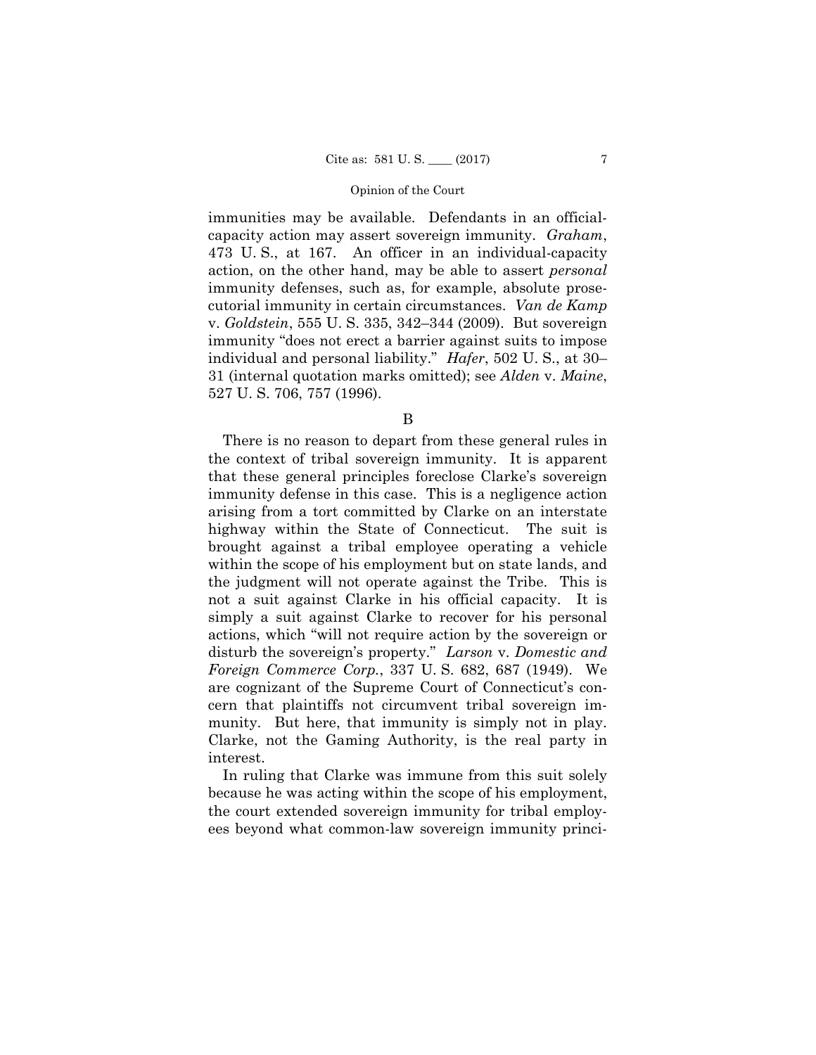immunities may be available. Defendants in an official-capacity action may assert sovereign immunity. *Graham*, 473 U. S., at 167. An officer in an individual-capacity action, on the other hand, may be able to assert *personal* immunity defenses, such as, for example, absolute prosecutorial immunity in certain circumstances. *Van de Kamp* v. *Goldstein*, 555 U. S. 335, 342–344 (2009). But sovereign immunity "does not erect a barrier against suits to impose individual and personal liability." *Hafer*, 502 U. S., at 30–31 (internal quotation marks omitted); see *Alden* v. *Maine*, 527 U. S. 706, 757 (1996).

B

There is no reason to depart from these general rules in the context of tribal sovereign immunity. It is apparent that these general principles foreclose Clarke's sovereign immunity defense in this case. This is a negligence action arising from a tort committed by Clarke on an interstate highway within the State of Connecticut. The suit is brought against a tribal employee operating a vehicle within the scope of his employment but on state lands, and the judgment will not operate against the Tribe. This is not a suit against Clarke in his official capacity. It is simply a suit against Clarke to recover for his personal actions, which "will not require action by the sovereign or disturb the sovereign's property." *Larson* v. *Domestic and Foreign Commerce Corp.*, 337 U. S. 682, 687 (1949). We are cognizant of the Supreme Court of Connecticut's concern that plaintiffs not circumvent tribal sovereign immunity. But here, that immunity is simply not in play. Clarke, not the Gaming Authority, is the real party in interest.

In ruling that Clarke was immune from this suit solely because he was acting within the scope of his employment, the court extended sovereign immunity for tribal employees beyond what common-law sovereign immunity princi-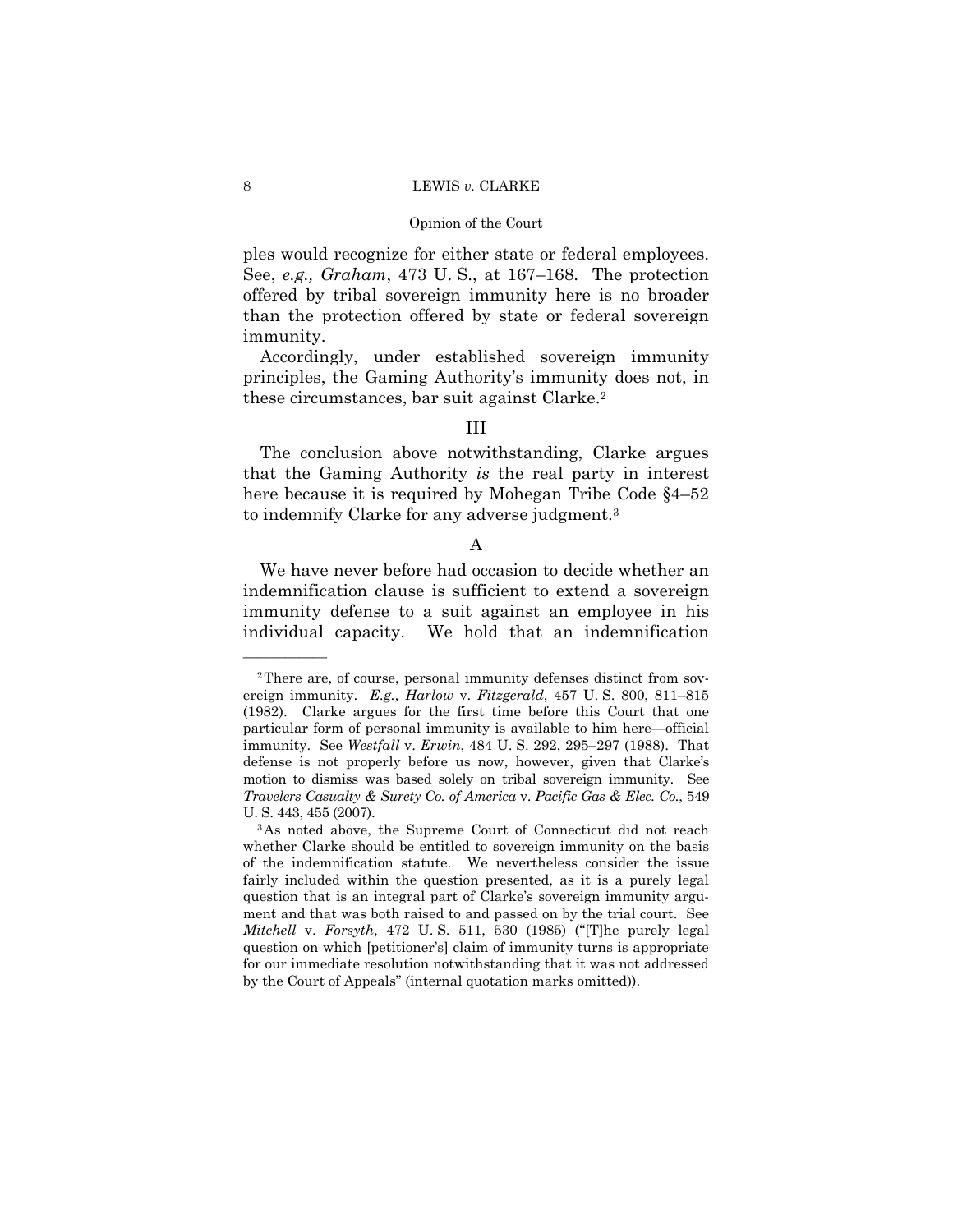ples would recognize for either state or federal employees. See, *e.g., Graham*, 473 U. S., at 167–168. The protection offered by tribal sovereign immunity here is no broader than the protection offered by state or federal sovereign immunity.

Accordingly, under established sovereign immunity principles, the Gaming Authority's immunity does not, in these circumstances, bar suit against Clarke.[2]

## III

The conclusion above notwithstanding, Clarke argues that the Gaming Authority *is* the real party in interest here because it is required by Mohegan Tribe Code §4–52 to indemnify Clarke for any adverse judgment.[3]

### A

We have never before had occasion to decide whether an indemnification clause is sufficient to extend a sovereign immunity defense to a suit against an employee in his individual capacity. We hold that an indemnification

---

[2] There are, of course, personal immunity defenses distinct from sovereign immunity. *E.g., Harlow* v. *Fitzgerald*, 457 U. S. 800, 811–815 (1982). Clarke argues for the first time before this Court that one particular form of personal immunity is available to him here—official immunity. See *Westfall* v. *Erwin*, 484 U. S. 292, 295–297 (1988). That defense is not properly before us now, however, given that Clarke's motion to dismiss was based solely on tribal sovereign immunity. See *Travelers Casualty & Surety Co. of America* v. *Pacific Gas & Elec. Co.*, 549 U. S. 443, 455 (2007).

[3] As noted above, the Supreme Court of Connecticut did not reach whether Clarke should be entitled to sovereign immunity on the basis of the indemnification statute. We nevertheless consider the issue fairly included within the question presented, as it is a purely legal question that is an integral part of Clarke's sovereign immunity argument and that was both raised to and passed on by the trial court. See *Mitchell* v. *Forsyth*, 472 U. S. 511, 530 (1985) ("[T]he purely legal question on which [petitioner's] claim of immunity turns is appropriate for our immediate resolution notwithstanding that it was not addressed by the Court of Appeals" (internal quotation marks omitted)).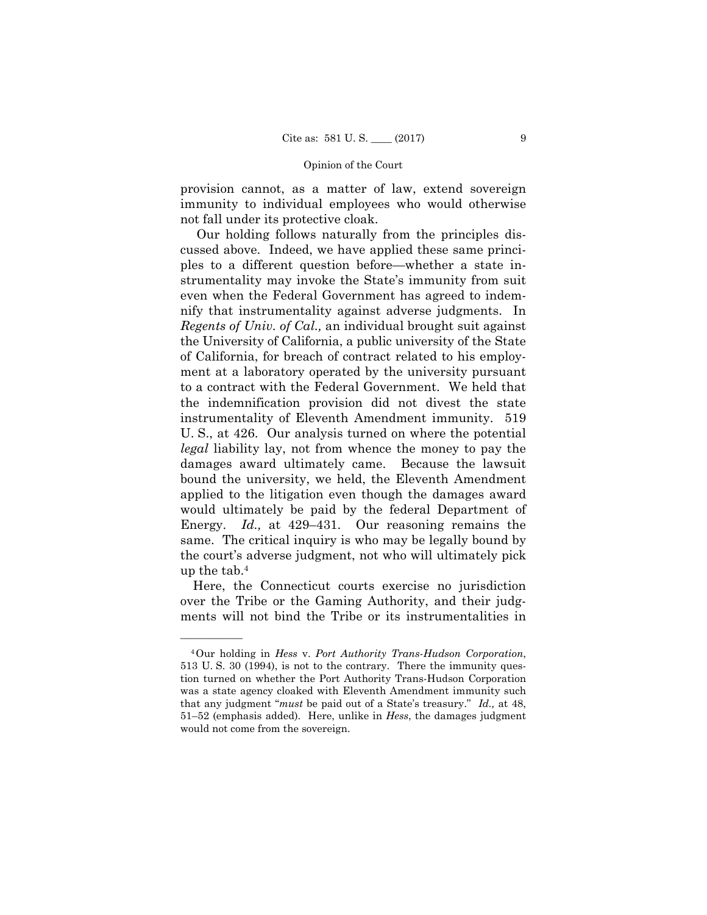provision cannot, as a matter of law, extend sovereign immunity to individual employees who would otherwise not fall under its protective cloak.

Our holding follows naturally from the principles discussed above. Indeed, we have applied these same principles to a different question before—whether a state instrumentality may invoke the State's immunity from suit even when the Federal Government has agreed to indemnify that instrumentality against adverse judgments. In *Regents of Univ. of Cal.,* an individual brought suit against the University of California, a public university of the State of California, for breach of contract related to his employment at a laboratory operated by the university pursuant to a contract with the Federal Government. We held that the indemnification provision did not divest the state instrumentality of Eleventh Amendment immunity. 519 U. S., at 426. Our analysis turned on where the potential *legal* liability lay, not from whence the money to pay the damages award ultimately came. Because the lawsuit bound the university, we held, the Eleventh Amendment applied to the litigation even though the damages award would ultimately be paid by the federal Department of Energy. *Id.,* at 429–431. Our reasoning remains the same. The critical inquiry is who may be legally bound by the court's adverse judgment, not who will ultimately pick up the tab.[4]

Here, the Connecticut courts exercise no jurisdiction over the Tribe or the Gaming Authority, and their judgments will not bind the Tribe or its instrumentalities in

---

[4] Our holding in *Hess* v. *Port Authority Trans-Hudson Corporation*, 513 U. S. 30 (1994), is not to the contrary. There the immunity question turned on whether the Port Authority Trans-Hudson Corporation was a state agency cloaked with Eleventh Amendment immunity such that any judgment "*must* be paid out of a State's treasury." *Id.,* at 48, 51–52 (emphasis added). Here, unlike in *Hess*, the damages judgment would not come from the sovereign.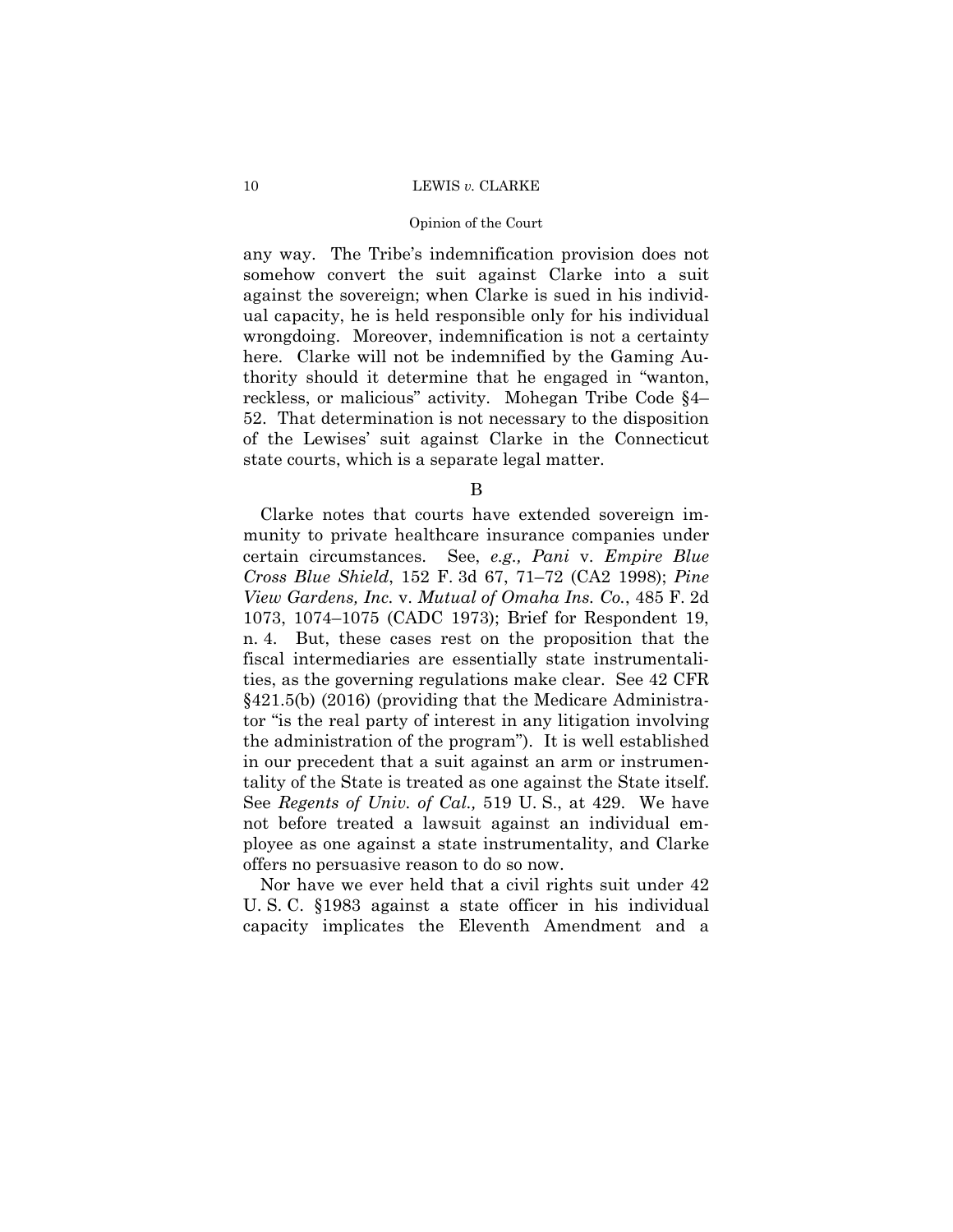any way. The Tribe's indemnification provision does not somehow convert the suit against Clarke into a suit against the sovereign; when Clarke is sued in his individual capacity, he is held responsible only for his individual wrongdoing. Moreover, indemnification is not a certainty here. Clarke will not be indemnified by the Gaming Authority should it determine that he engaged in "wanton, reckless, or malicious" activity. Mohegan Tribe Code §4–52. That determination is not necessary to the disposition of the Lewises' suit against Clarke in the Connecticut state courts, which is a separate legal matter.

B

Clarke notes that courts have extended sovereign immunity to private healthcare insurance companies under certain circumstances. See, *e.g., Pani* v. *Empire Blue Cross Blue Shield*, 152 F. 3d 67, 71–72 (CA2 1998); *Pine View Gardens, Inc.* v. *Mutual of Omaha Ins. Co.*, 485 F. 2d 1073, 1074–1075 (CADC 1973); Brief for Respondent 19, n. 4. But, these cases rest on the proposition that the fiscal intermediaries are essentially state instrumentalities, as the governing regulations make clear. See 42 CFR §421.5(b) (2016) (providing that the Medicare Administrator "is the real party of interest in any litigation involving the administration of the program"). It is well established in our precedent that a suit against an arm or instrumentality of the State is treated as one against the State itself. See *Regents of Univ. of Cal.,* 519 U. S., at 429. We have not before treated a lawsuit against an individual employee as one against a state instrumentality, and Clarke offers no persuasive reason to do so now.

Nor have we ever held that a civil rights suit under 42 U. S. C. §1983 against a state officer in his individual capacity implicates the Eleventh Amendment and a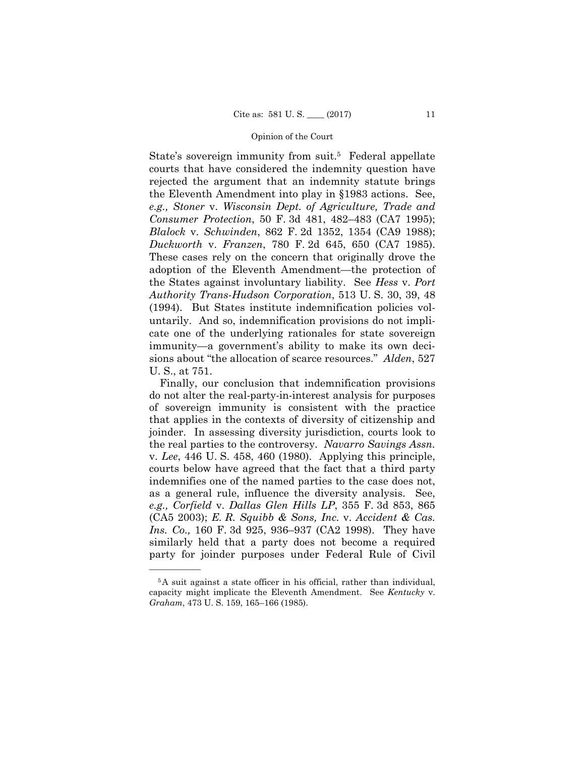State's sovereign immunity from suit.[5] Federal appellate courts that have considered the indemnity question have rejected the argument that an indemnity statute brings the Eleventh Amendment into play in §1983 actions. See, *e.g., Stoner* v. *Wisconsin Dept. of Agriculture, Trade and Consumer Protection*, 50 F. 3d 481, 482–483 (CA7 1995); *Blalock* v. *Schwinden*, 862 F. 2d 1352, 1354 (CA9 1988); *Duckworth* v. *Franzen*, 780 F. 2d 645, 650 (CA7 1985). These cases rely on the concern that originally drove the adoption of the Eleventh Amendment—the protection of the States against involuntary liability. See *Hess* v. *Port Authority Trans-Hudson Corporation*, 513 U. S. 30, 39, 48 (1994). But States institute indemnification policies voluntarily. And so, indemnification provisions do not implicate one of the underlying rationales for state sovereign immunity—a government's ability to make its own decisions about "the allocation of scarce resources." *Alden*, 527 U. S., at 751.

Finally, our conclusion that indemnification provisions do not alter the real-party-in-interest analysis for purposes of sovereign immunity is consistent with the practice that applies in the contexts of diversity of citizenship and joinder. In assessing diversity jurisdiction, courts look to the real parties to the controversy. *Navarro Savings Assn.* v. *Lee*, 446 U. S. 458, 460 (1980). Applying this principle, courts below have agreed that the fact that a third party indemnifies one of the named parties to the case does not, as a general rule, influence the diversity analysis. See, *e.g., Corfield* v. *Dallas Glen Hills LP*, 355 F. 3d 853, 865 (CA5 2003); *E. R. Squibb & Sons, Inc.* v. *Accident & Cas. Ins. Co.,* 160 F. 3d 925, 936–937 (CA2 1998). They have similarly held that a party does not become a required party for joinder purposes under Federal Rule of Civil

---

[5] A suit against a state officer in his official, rather than individual, capacity might implicate the Eleventh Amendment. See *Kentucky* v. *Graham*, 473 U. S. 159, 165–166 (1985).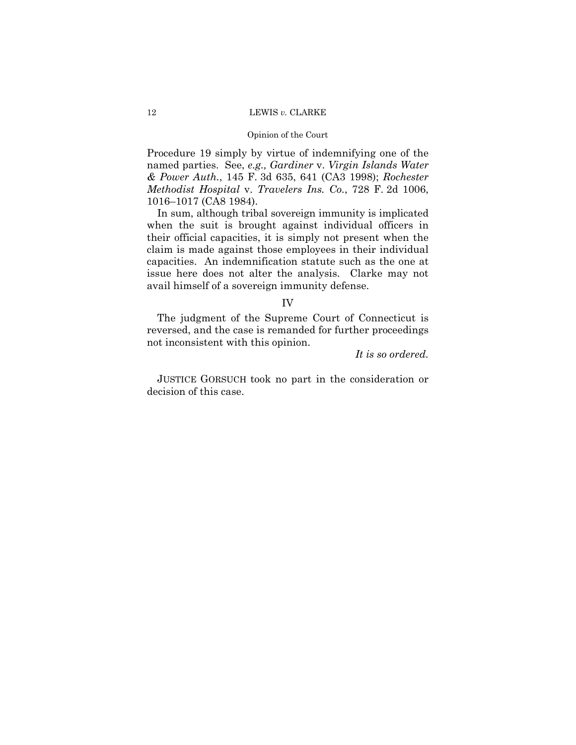Procedure 19 simply by virtue of indemnifying one of the named parties. See, *e.g., Gardiner* v. *Virgin Islands Water & Power Auth.*, 145 F. 3d 635, 641 (CA3 1998); *Rochester Methodist Hospital* v. *Travelers Ins. Co.*, 728 F. 2d 1006, 1016–1017 (CA8 1984).

In sum, although tribal sovereign immunity is implicated when the suit is brought against individual officers in their official capacities, it is simply not present when the claim is made against those employees in their individual capacities. An indemnification statute such as the one at issue here does not alter the analysis. Clarke may not avail himself of a sovereign immunity defense.

## IV

The judgment of the Supreme Court of Connecticut is reversed, and the case is remanded for further proceedings not inconsistent with this opinion.

*It is so ordered.*

JUSTICE GORSUCH took no part in the consideration or decision of this case.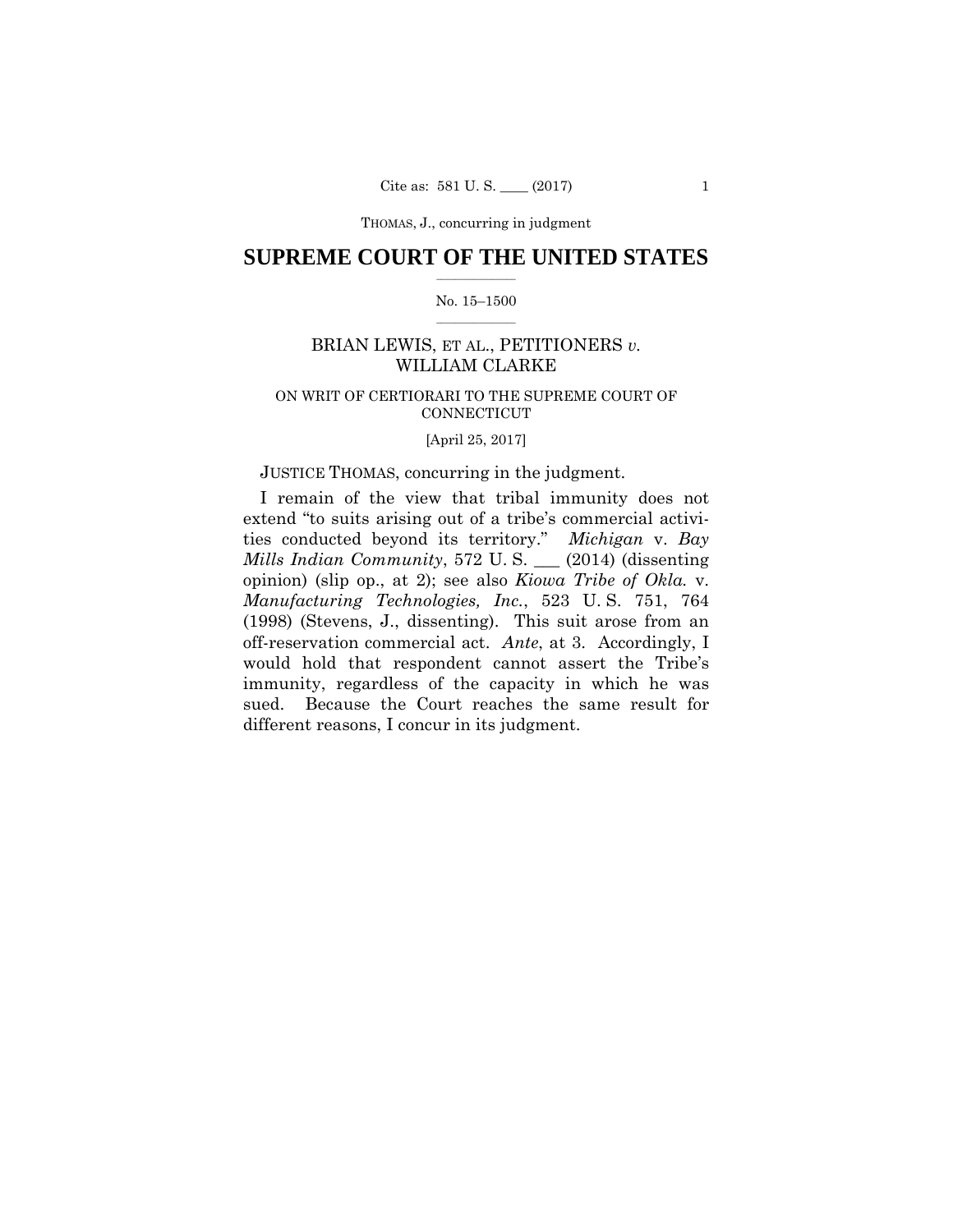# SUPREME COURT OF THE UNITED STATES

No. 15–1500

BRIAN LEWIS, ET AL., PETITIONERS *v.* WILLIAM CLARKE

ON WRIT OF CERTIORARI TO THE SUPREME COURT OF CONNECTICUT

[April 25, 2017]

JUSTICE THOMAS, concurring in the judgment.

I remain of the view that tribal immunity does not extend "to suits arising out of a tribe's commercial activities conducted beyond its territory." *Michigan* v. *Bay Mills Indian Community*, 572 U. S. ___ (2014) (dissenting opinion) (slip op., at 2); see also *Kiowa Tribe of Okla.* v. *Manufacturing Technologies, Inc.*, 523 U. S. 751, 764 (1998) (Stevens, J., dissenting). This suit arose from an off-reservation commercial act. *Ante*, at 3. Accordingly, I would hold that respondent cannot assert the Tribe's immunity, regardless of the capacity in which he was sued. Because the Court reaches the same result for different reasons, I concur in its judgment.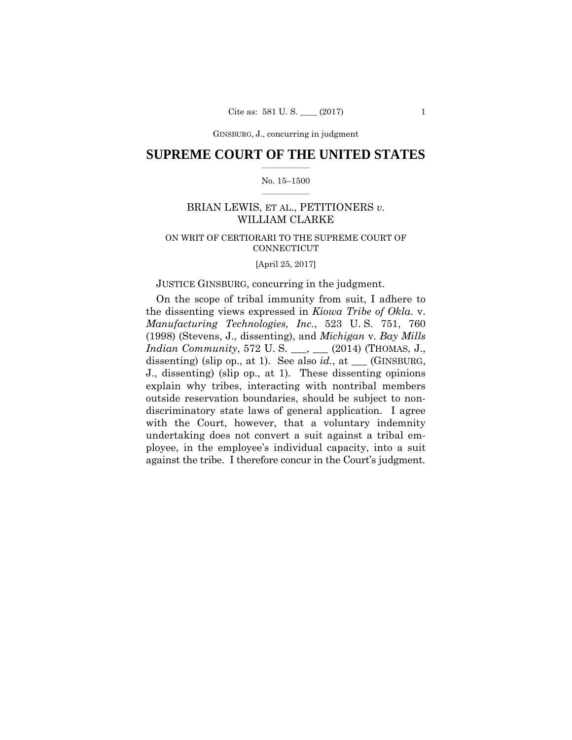# SUPREME COURT OF THE UNITED STATES

No. 15–1500

BRIAN LEWIS, ET AL., PETITIONERS *v.* WILLIAM CLARKE

ON WRIT OF CERTIORARI TO THE SUPREME COURT OF CONNECTICUT

[April 25, 2017]

JUSTICE GINSBURG, concurring in the judgment.

On the scope of tribal immunity from suit, I adhere to the dissenting views expressed in *Kiowa Tribe of Okla.* v. *Manufacturing Technologies, Inc.*, 523 U. S. 751, 760 (1998) (Stevens, J., dissenting), and *Michigan* v. *Bay Mills Indian Community*, 572 U. S. ___, ___ (2014) (THOMAS, J., dissenting) (slip op., at 1). See also *id.*, at ___ (GINSBURG, J., dissenting) (slip op., at 1). These dissenting opinions explain why tribes, interacting with nontribal members outside reservation boundaries, should be subject to nondiscriminatory state laws of general application. I agree with the Court, however, that a voluntary indemnity undertaking does not convert a suit against a tribal employee, in the employee's individual capacity, into a suit against the tribe. I therefore concur in the Court's judgment.